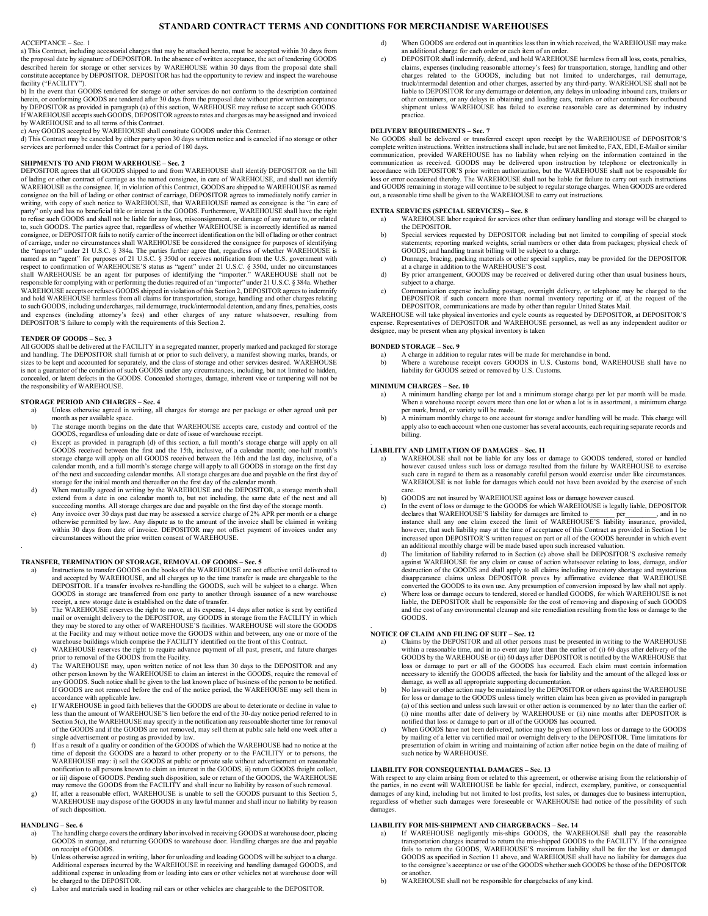# STANDARD CONTRACT TERMS AND CONDITIONS FOR MERCHANDISE WAREHOUSES

ACCEPTANCE – Sec. 1

a) This Contract, including accessorial charges that may be attached hereto, must be accepted within 30 days from the proposal date by signature of DEPOSITOR. In the absence of written acceptance, the act of tendering GOODS described herein for storage or other services by WAREHOUSE within 30 days from the proposal date shall constitute acceptance by DEPOSITOR. DEPOSITOR has had the opportunity to review and inspect the warehouse facility ("FACILITY").

b) In the event that GOODS tendered for storage or other services do not conform to the description contained herein, or conforming GOODS are tendered after 30 days from the proposal date without prior written acceptance by DEPOSITOR as provided in paragraph (a) of this section, WAREHOUSE may refuse to accept such GOODS. If WAREHOUSE accepts such GOODS, DEPOSITOR agrees to rates and charges as may be assigned and invoiced by WAREHOUSE and to all terms of this Contract.

c) Any GOODS accepted by WAREHOUSE shall constitute GOODS under this Contract.

d) This Contract may be canceled by either party upon 30 days written notice and is canceled if no storage or other services are performed under this Contract for a period of 180 days**.**

**SHIPMENTS TO AND FROM WAREHOUSE – Sec. 2**

DEPOSITOR agrees that all GOODS shipped to and from WAREHOUSE shall identify DEPOSITOR on the bill of lading or other contract of carriage as the named consignee, in care of WAREHOUSE, and shall not identify WAREHOUSE as the consignee. If, in violation of this Contract, GOODS are shipped to WAREHOUSE as named consignee on the bill of lading or other contract of carriage, DEPOSITOR agrees to immediately notify carrier in writing, with copy of such notice to WAREHOUSE, that WAREHOUSE named as consignee is the "in care of party" only and has no beneficial title or interest in the GOODS. Furthermore, WAREHOUSE shall have the right to refuse such GOODS and shall not be liable for any loss, misconsignment, or damage of any nature to, or related to, such GOODS. The parties agree that, regardless of whether WAREHOUSE is incorrectly identified as named consignee, or DEPOSITOR fails to notify carrier of the incorrect identification on the bill of lading or other contract of carriage, under no circumstances shall WAREHOUSE be considered the consignee for purposes of identifying the "importer" under 21 U.S.C. § 384a. The parties further agree that, regardless of whether WAREHOUSE is named as an "agent" for purposes of 21 U.S.C. § 350d or receives notification from the U.S. government with respect to confirmation of WAREHOUSE'S status as "agent" under 21 U.S.C. § 350d, under no circumstances shall WAREHOUSE be an agent for purposes of identifying the "importer." WAREHOUSE shall not be responsible for complying with or performing the duties required of an "importer" under 21 U.S.C. § 384a. Whether WAREHOUSE accepts or refuses GOODS shipped in violation of this Section 2, DEPOSITOR agrees to indemnify and hold WAREHOUSE harmless from all claims for transportation, storage, handling and other charges relating to such GOODS, including undercharges, rail demurrage, truck/intermodal detention, and any fines, penalties, costs and expenses (including attorney's fees) and other charges of any nature whatsoever, resulting from DEPOSITOR'S failure to comply with the requirements of this Section 2.

**TENDER OF GOODS – Sec. 3**

All GOODS shall be delivered at the FACILITY in a segregated manner, properly marked and packaged for storage and handling. The DEPOSITOR shall furnish at or prior to such delivery, a manifest showing marks, brands, or sizes to be kept and accounted for separately, and the class of storage and other services desired. WAREHOUSE is not a guarantor of the condition of such GOODS under any circumstances, including, but not limited to hidden, concealed, or latent defects in the GOODS. Concealed shortages, damage, inherent vice or tampering will not be the responsibility of WAREHOUSE.

**STORAGE PERIOD AND CHARGES – Sec. 4**

a) Unless otherwise agreed in writing, all charges for storage are per package or other agreed unit per month as per available space.

b) The storage month begins on the date that WAREHOUSE accepts care, custody and control of the GOODS, regardless of unloading date or date of issue of warehouse receipt.

c) Except as provided in paragraph (d) of this section, a full month's storage charge will apply on all GOODS received between the first and the 15th, inclusive, of a calendar month; one-half month's storage charge will apply on all GOODS received between the 16th and the last day, inclusive, of a calendar month, and a full month's storage charge will apply to all GOODS in storage on the first day of the next and succeeding calendar months. All storage charges are due and payable on the first day of storage for the initial month and thereafter on the first day of the calendar month.

d) When mutually agreed in writing by the WAREHOUSE and the DEPOSITOR, a storage month shall extend from a date in one calendar month to, but not including, the same date of the next and all succeeding months. All storage charges are due and payable on the first day of the storage month.

e) Any invoice over 30 days past due may be assessed a service charge of 2% APR per month or a charge otherwise permitted by law. Any dispute as to the amount of the invoice shall be claimed in writing within 30 days from date of invoice. DEPOSITOR may not offset payment of invoices under any circumstances without the prior written consent of WAREHOUSE.

**TRANSFER, TERMINATION OF STORAGE, REMOVAL OF GOODS – Sec. 5**

a) Instructions to transfer GOODS on the books of the WAREHOUSE are not effective until delivered to and accepted by WAREHOUSE, and all charges up to the time transfer is made are chargeable to the DEPOSITOR. If a transfer involves re-handling the GOODS, such will be subject to a charge. When GOODS in storage are transferred from one party to another through issuance of a new warehouse receipt, a new storage date is established on the date of transfer.

b) The WAREHOUSE reserves the right to move, at its expense, 14 days after notice is sent by certified mail or overnight delivery to the DEPOSITOR, any GOODS in storage from the FACILITY in which they may be stored to any other of WAREHOUSE'S facilities. WAREHOUSE will store the GOODS at the Facility and may without notice move the GOODS within and between, any one or more of the warehouse buildings which comprise the FACILITY identified on the front of this Contract.

c) WAREHOUSE reserves the right to require advance payment of all past, present, and future charges prior to removal of the GOODS from the Facility.

d) The WAREHOUSE may, upon written notice of not less than 30 days to the DEPOSITOR and any other person known by the WAREHOUSE to claim an interest in the GOODS, require the removal of any GOODS. Such notice shall be given to the last known place of business of the person to be notified. If GOODS are not removed before the end of the notice period, the WAREHOUSE may sell them in accordance with applicable law.

e) If WAREHOUSE in good faith believes that the GOODS are about to deteriorate or decline in value to less than the amount of WAREHOUSE'S lien before the end of the 30-day notice period referred to in Section 5(c), the WAREHOUSE may specify in the notification any reasonable shorter time for removal of the GOODS and if the GOODS are not removed, may sell them at public sale held one week after a single advertisement or posting as provided by law.

f) If as a result of a quality or condition of the GOODS of which the WAREHOUSE had no notice at the time of deposit the GOODS are a hazard to other property or to the FACILITY or to persons, the WAREHOUSE may: i) sell the GOODS at public or private sale without advertisement on reasonable notification to all persons known to claim an interest in the GOODS, ii) return GOODS freight collect, or iii) dispose of GOODS. Pending such disposition, sale or return of the GOODS, the WAREHOUSE may remove the GOODS from the FACILITY and shall incur no liability by reason of such removal.

g) If, after a reasonable effort, WAREHOUSE is unable to sell the GOODS pursuant to this Section 5, WAREHOUSE may dispose of the GOODS in any lawful manner and shall incur no liability by reason of such disposition.

**HANDLING – Sec. 6**

a) The handling charge covers the ordinary labor involved in receiving GOODS at warehouse door, placing GOODS in storage, and returning GOODS to warehouse door. Handling charges are due and payable on receipt of GOODS.

b) Unless otherwise agreed in writing, labor for unloading and loading GOODS will be subject to a charge. Additional expenses incurred by the WAREHOUSE in receiving and handling damaged GOODS, and additional expense in unloading from or loading into cars or other vehicles not at warehouse door will be charged to the DEPOSITOR.

c) Labor and materials used in loading rail cars or other vehicles are chargeable to the DEPOSITOR.

d) When GOODS are ordered out in quantities less than in which received, the WAREHOUSE may make an additional charge for each order or each item of an order.

e) DEPOSITOR shall indemnify, defend, and hold WAREHOUSE harmless from all loss, costs, penalties, claims, expenses (including reasonable attorney's fees) for transportation, storage, handling and other charges related to the GOODS, including but not limited to undercharges, rail demurrage, truck/intermodal detention and other charges, asserted by any third-party. WAREHOUSE shall not be liable to DEPOSITOR for any demurrage or detention, any delays in unloading inbound cars, trailers or other containers, or any delays in obtaining and loading cars, trailers or other containers for outbound shipment unless WAREHOUSE has failed to exercise reasonable care as determined by industry practice.

**DELIVERY REQUIREMENTS – Sec. 7**

No GOODS shall be delivered or transferred except upon receipt by the WAREHOUSE of DEPOSITOR'S complete written instructions. Written instructions shall include, but are not limited to, FAX, EDI, E-Mail or similar communication, provided WAREHOUSE has no liability when relying on the information contained in the communication as received. GOODS may be delivered upon instruction by telephone or electronically in accordance with DEPOSITOR'S prior written authorization, but the WAREHOUSE shall not be responsible for loss or error occasioned thereby. The WAREHOUSE shall not be liable for failure to carry out such instructions and GOODS remaining in storage will continue to be subject to regular storage charges. When GOODS are ordered out, a reasonable time shall be given to the WAREHOUSE to carry out instructions.

**EXTRA SERVICES (SPECIAL SERVICES) – Sec. 8**

a) WAREHOUSE labor required for services other than ordinary handling and storage will be charged to the DEPOSITOR.

b) Special services requested by DEPOSITOR including but not limited to compiling of special stock statements; reporting marked weights, serial numbers or other data from packages; physical check of GOODS; and handling transit billing will be subject to a charge.

c) Dunnage, bracing, packing materials or other special supplies, may be provided for the DEPOSITOR at a charge in addition to the WAREHOUSE'S cost.

d) By prior arrangement, GOODS may be received or delivered during other than usual business hours, subject to a charge.

e) Communication expense including postage, overnight delivery, or telephone may be charged to the DEPOSITOR if such concern more than normal inventory reporting or if, at the request of the DEPOSITOR, communications are made by other than regular United States Mail.

WAREHOUSE will take physical inventories and cycle counts as requested by DEPOSITOR, at DEPOSITOR'S expense. Representatives of DEPOSITOR and WAREHOUSE personnel, as well as any independent auditor or designee, may be present when any physical inventory is taken

**BONDED STORAGE – Sec. 9**

a) A charge in addition to regular rates will be made for merchandise in bond.

b) Where a warehouse receipt covers GOODS in U.S. Customs bond, WAREHOUSE shall have no liability for GOODS seized or removed by U.S. Customs.

**MINIMUM CHARGES – Sec. 10**

a) A minimum handling charge per lot and a minimum storage charge per lot per month will be made. When a warehouse receipt covers more than one lot or when a lot is in assortment, a minimum charge per mark, brand, or variety will be made.

b) A minimum monthly charge to one account for storage and/or handling will be made. This charge will apply also to each account when one customer has several accounts, each requiring separate records and billing.

**LIABILITY AND LIMITATION OF DAMAGES – Sec. 11**

a) WAREHOUSE shall not be liable for any loss or damage to GOODS tendered, stored or handled however caused unless such loss or damage resulted from the failure by WAREHOUSE to exercise such care in regard to them as a reasonably careful person would exercise under like circumstances. WAREHOUSE is not liable for damages which could not have been avoided by the exercise of such care.

b) GOODS are not insured by WAREHOUSE against loss or damage however caused.

c) In the event of loss or damage to the GOODS for which WAREHOUSE is legally liable, DEPOSITOR declares that WAREHOUSE'S liability for damages are limited to _______ per_________, and in no instance shall any one claim exceed the limit of WAREHOUSE'S liability insurance, provided, however, that such liability may at the time of acceptance of this Contract as provided in Section 1 be increased upon DEPOSITOR'S written request on part or all of the GOODS hereunder in which event an additional monthly charge will be made based upon such increased valuation.

d) The limitation of liability referred to in Section (c) above shall be DEPOSITOR'S exclusive remedy against WAREHOUSE for any claim or cause of action whatsoever relating to loss, damage, and/or destruction of the GOODS and shall apply to all claims including inventory shortage and mysterious disappearance claims unless DEPOSITOR proves by affirmative evidence that WAREHOUSE converted the GOODS to its own use. Any presumption of conversion imposed by law shall not apply.

e) Where loss or damage occurs to tendered, stored or handled GOODS, for which WAREHOUSE is not liable, the DEPOSITOR shall be responsible for the cost of removing and disposing of such GOODS and the cost of any environmental cleanup and site remediation resulting from the loss or damage to the GOODS.

**NOTICE OF CLAIM AND FILING OF SUIT – Sec. 12**

a) Claims by the DEPOSITOR and all other persons must be presented in writing to the WAREHOUSE within a reasonable time, and in no event any later than the earlier of: (i) 60 days after delivery of the GOODS by the WAREHOUSE or (ii) 60 days after DEPOSITOR is notified by the WAREHOUSE that loss or damage to part or all of the GOODS has occurred. Each claim must contain information necessary to identify the GOODS affected, the basis for liability and the amount of the alleged loss or damage, as well as all appropriate supporting documentation.

b) No lawsuit or other action may be maintained by the DEPOSITOR or others against the WAREHOUSE for loss or damage to the GOODS unless timely written claim has been given as provided in paragraph (a) of this section and unless such lawsuit or other action is commenced by no later than the earlier of: (i) nine months after date of delivery by WAREHOUSE or (ii) nine months after DEPOSITOR is notified that loss or damage to part or all of the GOODS has occurred.

c) When GOODS have not been delivered, notice may be given of known loss or damage to the GOODS by mailing of a letter via certified mail or overnight delivery to the DEPOSITOR. Time limitations for presentation of claim in writing and maintaining of action after notice begin on the date of mailing of such notice by WAREHOUSE.

**LIABILITY FOR CONSEQUENTIAL DAMAGES – Sec. 13**

With respect to any claim arising from or related to this agreement, or otherwise arising from the relationship of the parties, in no event will WAREHOUSE be liable for special, indirect, exemplary, punitive, or consequential damages of any kind, including but not limited to lost profits, lost sales, or damages due to business interruption, regardless of whether such damages were foreseeable or WAREHOUSE had notice of the possibility of such damages.

**LIABILITY FOR MIS-SHIPMENT AND CHARGEBACKS – Sec. 14**

a) If WAREHOUSE negligently mis-ships GOODS, the WAREHOUSE shall pay the reasonable transportation charges incurred to return the mis-shipped GOODS to the FACILITY. If the consignee fails to return the GOODS, WAREHOUSE'S maximum liability shall be for the lost or damaged GOODS as specified in Section 11 above, and WAREHOUSE shall have no liability for damages due to the consignee's acceptance or use of the GOODS whether such GOODS be those of the DEPOSITOR or another.

b) WAREHOUSE shall not be responsible for chargebacks of any kind.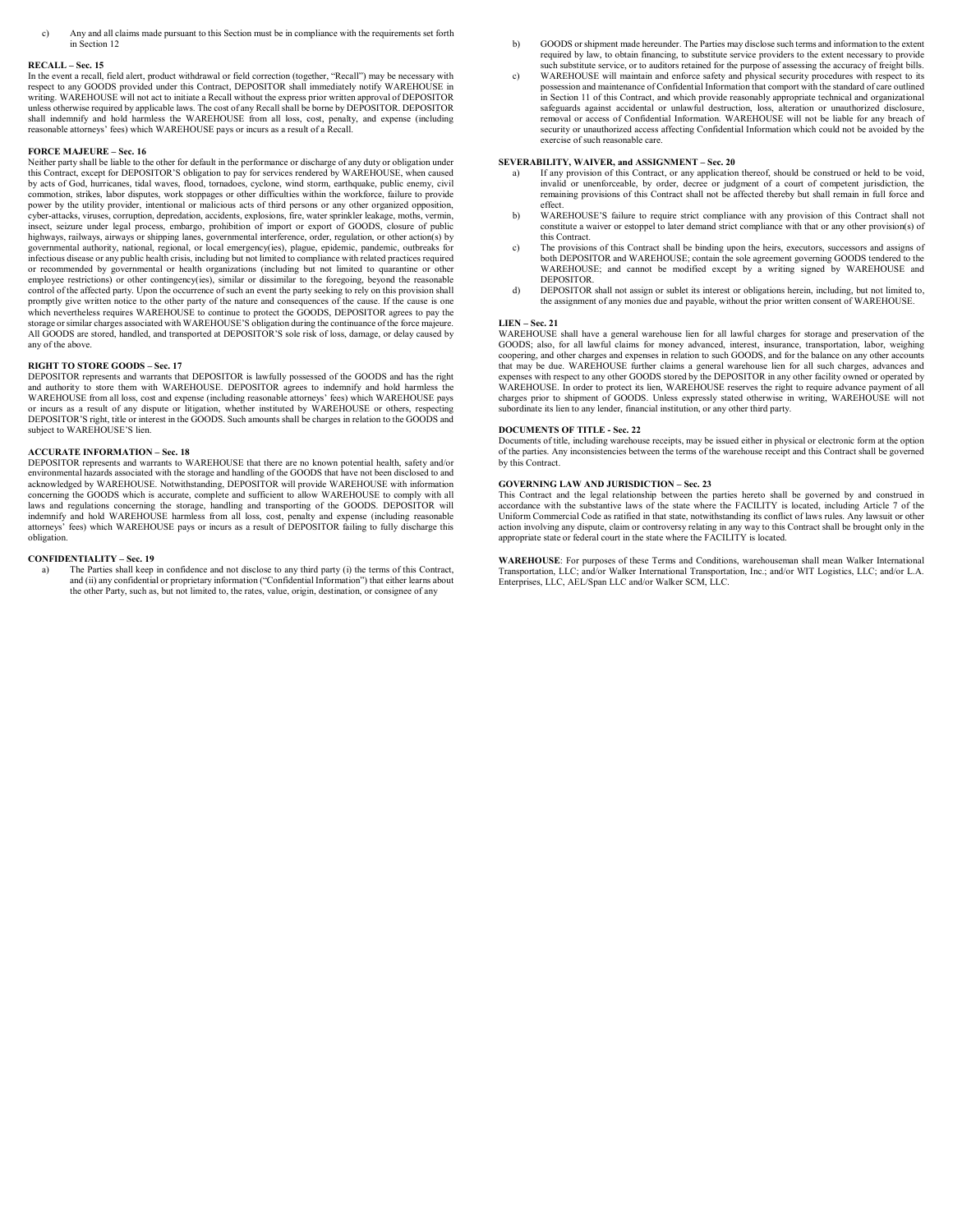c) Any and all claims made pursuant to this Section must be in compliance with the requirements set forth in Section 12

**RECALL – Sec. 15**

In the event a recall, field alert, product withdrawal or field correction (together, "Recall") may be necessary with respect to any GOODS provided under this Contract, DEPOSITOR shall immediately notify WAREHOUSE in writing. WAREHOUSE will not act to initiate a Recall without the express prior written approval of DEPOSITOR unless otherwise required by applicable laws. The cost of any Recall shall be borne by DEPOSITOR. DEPOSITOR shall indemnify and hold harmless the WAREHOUSE from all loss, cost, penalty, and expense (including reasonable attorneys' fees) which WAREHOUSE pays or incurs as a result of a Recall.

**FORCE MAJEURE – Sec. 16**

Neither party shall be liable to the other for default in the performance or discharge of any duty or obligation under this Contract, except for DEPOSITOR'S obligation to pay for services rendered by WAREHOUSE, when caused by acts of God, hurricanes, tidal waves, flood, tornadoes, cyclone, wind storm, earthquake, public enemy, civil commotion, strikes, labor disputes, work stoppages or other difficulties within the workforce, failure to provide power by the utility provider, intentional or malicious acts of third persons or any other organized opposition, cyber-attacks, viruses, corruption, depredation, accidents, explosions, fire, water sprinkler leakage, moths, vermin, insect, seizure under legal process, embargo, prohibition of import or export of GOODS, closure of public highways, railways, airways or shipping lanes, governmental interference, order, regulation, or other action(s) by governmental authority, national, regional, or local emergency(ies), plague, epidemic, pandemic, outbreaks for infectious disease or any public health crisis, including but not limited to compliance with related practices required or recommended by governmental or health organizations (including but not limited to quarantine or other employee restrictions) or other contingency(ies), similar or dissimilar to the foregoing, beyond the reasonable control of the affected party. Upon the occurrence of such an event the party seeking to rely on this provision shall promptly give written notice to the other party of the nature and consequences of the cause. If the cause is one which nevertheless requires WAREHOUSE to continue to protect the GOODS, DEPOSITOR agrees to pay the storage or similar charges associated with WAREHOUSE'S obligation during the continuance of the force majeure. All GOODS are stored, handled, and transported at DEPOSITOR'S sole risk of loss, damage, or delay caused by any of the above.

**RIGHT TO STORE GOODS – Sec. 17**

DEPOSITOR represents and warrants that DEPOSITOR is lawfully possessed of the GOODS and has the right and authority to store them with WAREHOUSE. DEPOSITOR agrees to indemnify and hold harmless the WAREHOUSE from all loss, cost and expense (including reasonable attorneys' fees) which WAREHOUSE pays or incurs as a result of any dispute or litigation, whether instituted by WAREHOUSE or others, respecting DEPOSITOR'S right, title or interest in the GOODS. Such amounts shall be charges in relation to the GOODS and subject to WAREHOUSE'S lien.

**ACCURATE INFORMATION – Sec. 18**

DEPOSITOR represents and warrants to WAREHOUSE that there are no known potential health, safety and/or environmental hazards associated with the storage and handling of the GOODS that have not been disclosed to and acknowledged by WAREHOUSE. Notwithstanding, DEPOSITOR will provide WAREHOUSE with information concerning the GOODS which is accurate, complete and sufficient to allow WAREHOUSE to comply with all laws and regulations concerning the storage, handling and transporting of the GOODS. DEPOSITOR will indemnify and hold WAREHOUSE harmless from all loss, cost, penalty and expense (including reasonable attorneys' fees) which WAREHOUSE pays or incurs as a result of DEPOSITOR failing to fully discharge this obligation.

**CONFIDENTIALITY – Sec. 19**

a) The Parties shall keep in confidence and not disclose to any third party (i) the terms of this Contract, and (ii) any confidential or proprietary information ("Confidential Information") that either learns about the other Party, such as, but not limited to, the rates, value, origin, destination, or consignee of any
b) GOODS or shipment made hereunder. The Parties may disclose such terms and information to the extent required by law, to obtain financing, to substitute service providers to the extent necessary to provide such substitute service, or to auditors retained for the purpose of assessing the accuracy of freight bills.
c) WAREHOUSE will maintain and enforce safety and physical security procedures with respect to its possession and maintenance of Confidential Information that comport with the standard of care outlined in Section 11 of this Contract, and which provide reasonably appropriate technical and organizational safeguards against accidental or unlawful destruction, loss, alteration or unauthorized disclosure, removal or access of Confidential Information. WAREHOUSE will not be liable for any breach of security or unauthorized access affecting Confidential Information which could not be avoided by the exercise of such reasonable care.

**SEVERABILITY, WAIVER, and ASSIGNMENT – Sec. 20**

a) If any provision of this Contract, or any application thereof, should be construed or held to be void, invalid or unenforceable, by order, decree or judgment of a court of competent jurisdiction, the remaining provisions of this Contract shall not be affected thereby but shall remain in full force and effect.
b) WAREHOUSE'S failure to require strict compliance with any provision of this Contract shall not constitute a waiver or estoppel to later demand strict compliance with that or any other provision(s) of this Contract.
c) The provisions of this Contract shall be binding upon the heirs, executors, successors and assigns of both DEPOSITOR and WAREHOUSE; contain the sole agreement governing GOODS tendered to the WAREHOUSE; and cannot be modified except by a writing signed by WAREHOUSE and DEPOSITOR.
d) DEPOSITOR shall not assign or sublet its interest or obligations herein, including, but not limited to, the assignment of any monies due and payable, without the prior written consent of WAREHOUSE.

**LIEN – Sec. 21**

WAREHOUSE shall have a general warehouse lien for all lawful charges for storage and preservation of the GOODS; also, for all lawful claims for money advanced, interest, insurance, transportation, labor, weighing coopering, and other charges and expenses in relation to such GOODS, and for the balance on any other accounts that may be due. WAREHOUSE further claims a general warehouse lien for all such charges, advances and expenses with respect to any other GOODS stored by the DEPOSITOR in any other facility owned or operated by WAREHOUSE. In order to protect its lien, WAREHOUSE reserves the right to require advance payment of all charges prior to shipment of GOODS. Unless expressly stated otherwise in writing, WAREHOUSE will not subordinate its lien to any lender, financial institution, or any other third party.

**DOCUMENTS OF TITLE - Sec. 22**

Documents of title, including warehouse receipts, may be issued either in physical or electronic form at the option of the parties. Any inconsistencies between the terms of the warehouse receipt and this Contract shall be governed by this Contract.

**GOVERNING LAW AND JURISDICTION – Sec. 23**

This Contract and the legal relationship between the parties hereto shall be governed by and construed in accordance with the substantive laws of the state where the FACILITY is located, including Article 7 of the Uniform Commercial Code as ratified in that state, notwithstanding its conflict of laws rules. Any lawsuit or other action involving any dispute, claim or controversy relating in any way to this Contract shall be brought only in the appropriate state or federal court in the state where the FACILITY is located.

**WAREHOUSE**: For purposes of these Terms and Conditions, warehouseman shall mean Walker International Transportation, LLC; and/or Walker International Transportation, Inc.; and/or WIT Logistics, LLC; and/or L.A. Enterprises, LLC, AEL/Span LLC and/or Walker SCM, LLC.